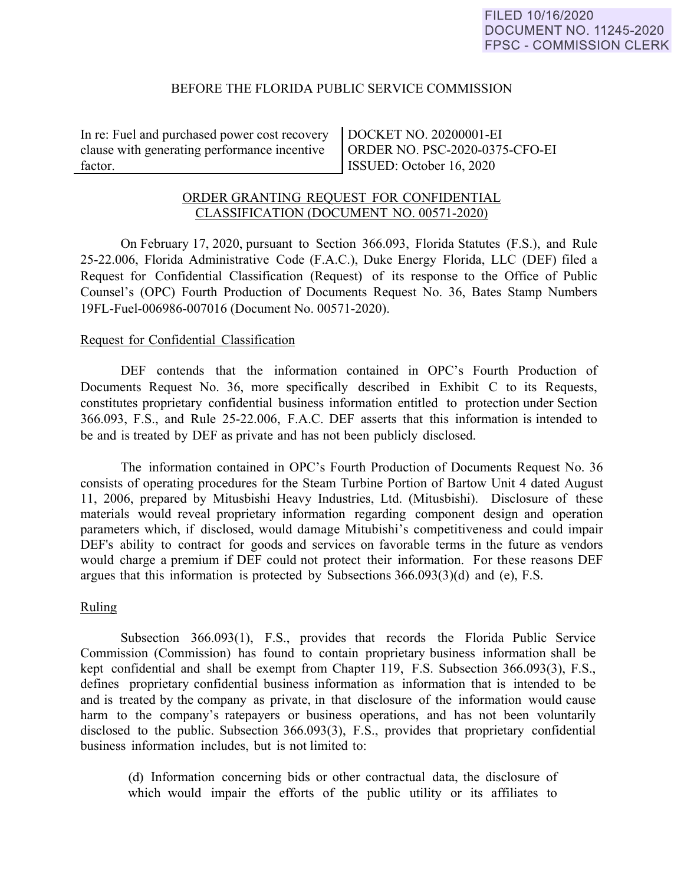FILED 10/16/2020
DOCUMENT NO. 11245-2020
FPSC - COMMISSION CLERK

BEFORE THE FLORIDA PUBLIC SERVICE COMMISSION

| In re: Fuel and purchased power cost recovery clause with generating performance incentive factor. | DOCKET NO. 20200001-EI<br>ORDER NO. PSC-2020-0375-CFO-EI<br>ISSUED: October 16, 2020 |
| --- | --- |

ORDER GRANTING REQUEST FOR CONFIDENTIAL CLASSIFICATION (DOCUMENT NO. 00571-2020)

On February 17, 2020, pursuant to Section 366.093, Florida Statutes (F.S.), and Rule 25-22.006, Florida Administrative Code (F.A.C.), Duke Energy Florida, LLC (DEF) filed a Request for Confidential Classification (Request) of its response to the Office of Public Counsel's (OPC) Fourth Production of Documents Request No. 36, Bates Stamp Numbers 19FL-Fuel-006986-007016 (Document No. 00571-2020).

Request for Confidential Classification

DEF contends that the information contained in OPC's Fourth Production of Documents Request No. 36, more specifically described in Exhibit C to its Requests, constitutes proprietary confidential business information entitled to protection under Section 366.093, F.S., and Rule 25-22.006, F.A.C. DEF asserts that this information is intended to be and is treated by DEF as private and has not been publicly disclosed.

The information contained in OPC's Fourth Production of Documents Request No. 36 consists of operating procedures for the Steam Turbine Portion of Bartow Unit 4 dated August 11, 2006, prepared by Mitusbishi Heavy Industries, Ltd. (Mitusbishi). Disclosure of these materials would reveal proprietary information regarding component design and operation parameters which, if disclosed, would damage Mitubishi's competitiveness and could impair DEF's ability to contract for goods and services on favorable terms in the future as vendors would charge a premium if DEF could not protect their information. For these reasons DEF argues that this information is protected by Subsections 366.093(3)(d) and (e), F.S.

Ruling

Subsection 366.093(1), F.S., provides that records the Florida Public Service Commission (Commission) has found to contain proprietary business information shall be kept confidential and shall be exempt from Chapter 119, F.S. Subsection 366.093(3), F.S., defines proprietary confidential business information as information that is intended to be and is treated by the company as private, in that disclosure of the information would cause harm to the company's ratepayers or business operations, and has not been voluntarily disclosed to the public. Subsection 366.093(3), F.S., provides that proprietary confidential business information includes, but is not limited to:

> (d) Information concerning bids or other contractual data, the disclosure of which would impair the efforts of the public utility or its affiliates to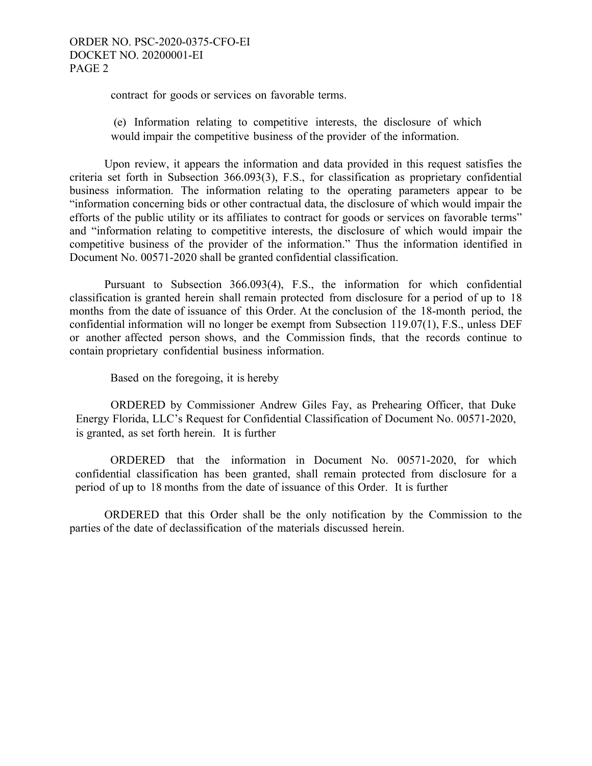contract for goods or services on favorable terms.

(e) Information relating to competitive interests, the disclosure of which would impair the competitive business of the provider of the information.

Upon review, it appears the information and data provided in this request satisfies the criteria set forth in Subsection 366.093(3), F.S., for classification as proprietary confidential business information. The information relating to the operating parameters appear to be "information concerning bids or other contractual data, the disclosure of which would impair the efforts of the public utility or its affiliates to contract for goods or services on favorable terms" and "information relating to competitive interests, the disclosure of which would impair the competitive business of the provider of the information." Thus the information identified in Document No. 00571-2020 shall be granted confidential classification.

Pursuant to Subsection 366.093(4), F.S., the information for which confidential classification is granted herein shall remain protected from disclosure for a period of up to 18 months from the date of issuance of this Order. At the conclusion of the 18-month period, the confidential information will no longer be exempt from Subsection 119.07(1), F.S., unless DEF or another affected person shows, and the Commission finds, that the records continue to contain proprietary confidential business information.

Based on the foregoing, it is hereby

ORDERED by Commissioner Andrew Giles Fay, as Prehearing Officer, that Duke Energy Florida, LLC's Request for Confidential Classification of Document No. 00571-2020, is granted, as set forth herein. It is further

ORDERED that the information in Document No. 00571-2020, for which confidential classification has been granted, shall remain protected from disclosure for a period of up to 18 months from the date of issuance of this Order. It is further

ORDERED that this Order shall be the only notification by the Commission to the parties of the date of declassification of the materials discussed herein.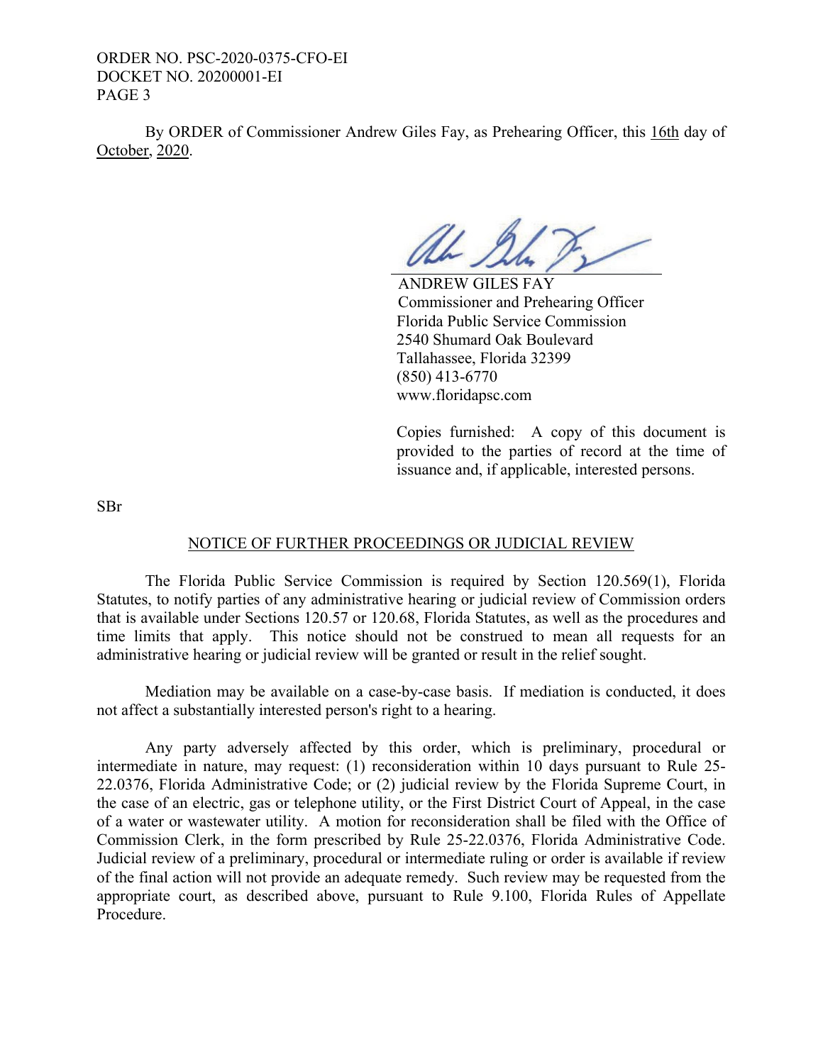By ORDER of Commissioner Andrew Giles Fay, as Prehearing Officer, this 16th day of October, 2020.

ANDREW GILES FAY
Commissioner and Prehearing Officer
Florida Public Service Commission
2540 Shumard Oak Boulevard
Tallahassee, Florida 32399
(850) 413-6770
www.floridapsc.com

Copies furnished: A copy of this document is provided to the parties of record at the time of issuance and, if applicable, interested persons.

SBr

## NOTICE OF FURTHER PROCEEDINGS OR JUDICIAL REVIEW

The Florida Public Service Commission is required by Section 120.569(1), Florida Statutes, to notify parties of any administrative hearing or judicial review of Commission orders that is available under Sections 120.57 or 120.68, Florida Statutes, as well as the procedures and time limits that apply. This notice should not be construed to mean all requests for an administrative hearing or judicial review will be granted or result in the relief sought.

Mediation may be available on a case-by-case basis. If mediation is conducted, it does not affect a substantially interested person's right to a hearing.

Any party adversely affected by this order, which is preliminary, procedural or intermediate in nature, may request: (1) reconsideration within 10 days pursuant to Rule 25-22.0376, Florida Administrative Code; or (2) judicial review by the Florida Supreme Court, in the case of an electric, gas or telephone utility, or the First District Court of Appeal, in the case of a water or wastewater utility. A motion for reconsideration shall be filed with the Office of Commission Clerk, in the form prescribed by Rule 25-22.0376, Florida Administrative Code. Judicial review of a preliminary, procedural or intermediate ruling or order is available if review of the final action will not provide an adequate remedy. Such review may be requested from the appropriate court, as described above, pursuant to Rule 9.100, Florida Rules of Appellate Procedure.